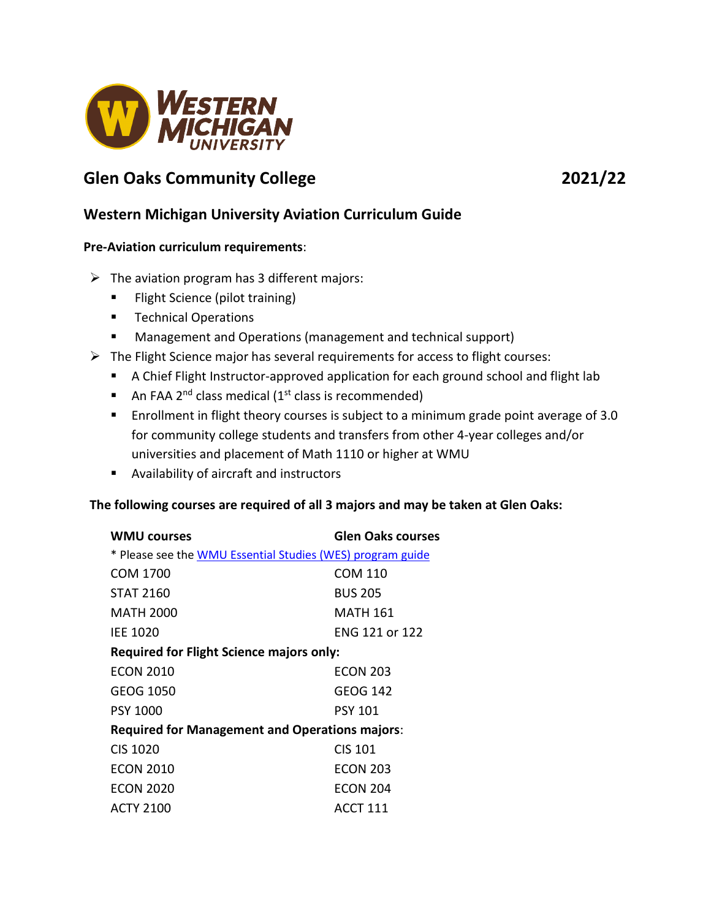## Glen Oaks Community College 2021/22

## Western Michigan University Aviation Curriculum Guide

**Pre-Aviation curriculum requirements**:

- The aviation program has 3 different majors:
  - Flight Science (pilot training)
  - Technical Operations
  - Management and Operations (management and technical support)
- The Flight Science major has several requirements for access to flight courses:
  - A Chief Flight Instructor-approved application for each ground school and flight lab
  - An FAA 2nd class medical (1st class is recommended)
  - Enrollment in flight theory courses is subject to a minimum grade point average of 3.0 for community college students and transfers from other 4-year colleges and/or universities and placement of Math 1110 or higher at WMU
  - Availability of aircraft and instructors

**The following courses are required of all 3 majors and may be taken at Glen Oaks:**

| WMU courses | Glen Oaks courses |
|---|---|
| * Please see the WMU Essential Studies (WES) program guide | |
| COM 1700 | COM 110 |
| STAT 2160 | BUS 205 |
| MATH 2000 | MATH 161 |
| IEE 1020 | ENG 121 or 122 |
| **Required for Flight Science majors only:** | |
| ECON 2010 | ECON 203 |
| GEOG 1050 | GEOG 142 |
| PSY 1000 | PSY 101 |
| **Required for Management and Operations majors**: | |
| CIS 1020 | CIS 101 |
| ECON 2010 | ECON 203 |
| ECON 2020 | ECON 204 |
| ACTY 2100 | ACCT 111 |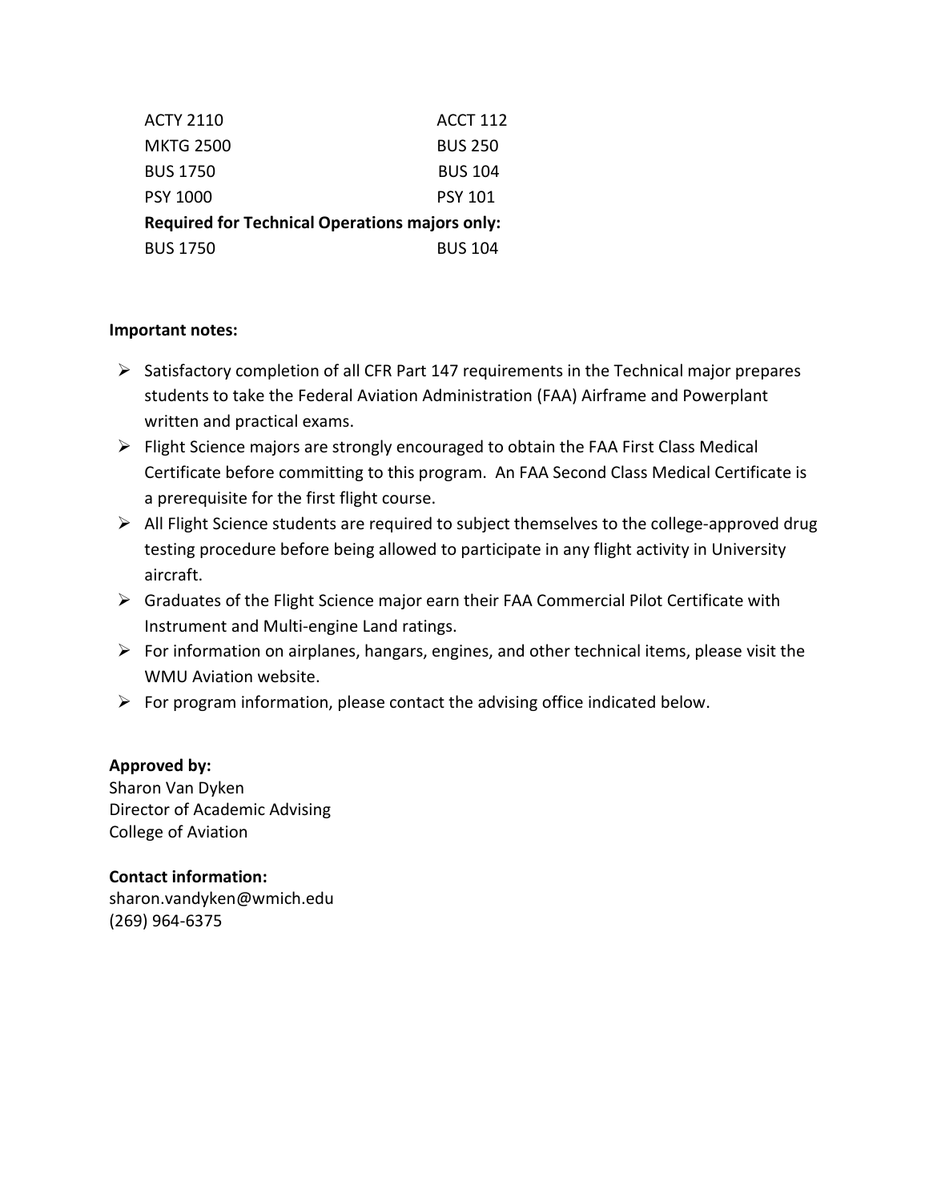| | |
|---|---|
| ACTY 2110 | ACCT 112 |
| MKTG 2500 | BUS 250 |
| BUS 1750 | BUS 104 |
| PSY 1000 | PSY 101 |
| **Required for Technical Operations majors only:** | |
| BUS 1750 | BUS 104 |

**Important notes:**

- Satisfactory completion of all CFR Part 147 requirements in the Technical major prepares students to take the Federal Aviation Administration (FAA) Airframe and Powerplant written and practical exams.
- Flight Science majors are strongly encouraged to obtain the FAA First Class Medical Certificate before committing to this program. An FAA Second Class Medical Certificate is a prerequisite for the first flight course.
- All Flight Science students are required to subject themselves to the college-approved drug testing procedure before being allowed to participate in any flight activity in University aircraft.
- Graduates of the Flight Science major earn their FAA Commercial Pilot Certificate with Instrument and Multi-engine Land ratings.
- For information on airplanes, hangars, engines, and other technical items, please visit the WMU Aviation website.
- For program information, please contact the advising office indicated below.

**Approved by:**
Sharon Van Dyken
Director of Academic Advising
College of Aviation

**Contact information:**
sharon.vandyken@wmich.edu
(269) 964-6375